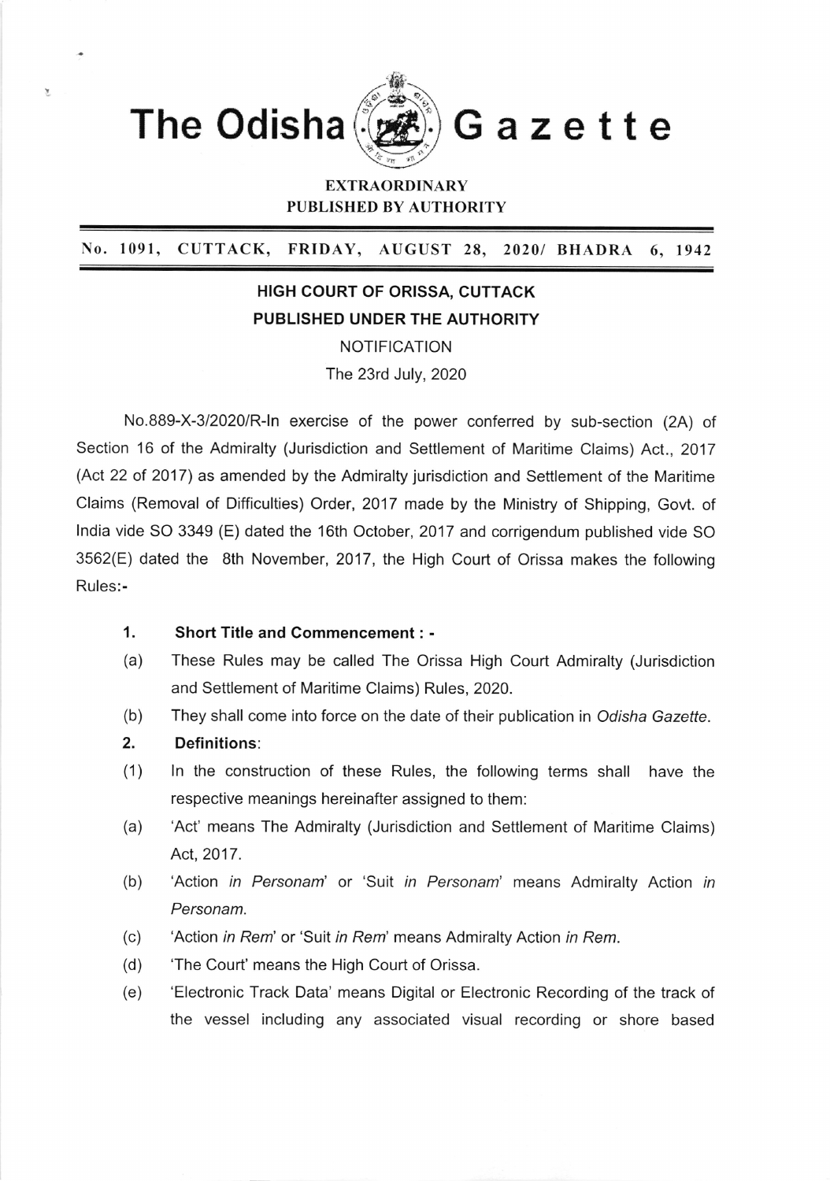# The Odisha Gazette

**EXTRAORDINARY**
**PUBLISHED BY AUTHORITY**

**No. 1091, CUTTACK, FRIDAY, AUGUST 28, 2020/ BHADRA 6, 1942**

## HIGH COURT OF ORISSA, CUTTACK
## PUBLISHED UNDER THE AUTHORITY

NOTIFICATION

The 23rd July, 2020

No.889-X-3/2020/R-In exercise of the power conferred by sub-section (2A) of Section 16 of the Admiralty (Jurisdiction and Settlement of Maritime Claims) Act., 2017 (Act 22 of 2017) as amended by the Admiralty jurisdiction and Settlement of the Maritime Claims (Removal of Difficulties) Order, 2017 made by the Ministry of Shipping, Govt. of India vide SO 3349 (E) dated the 16th October, 2017 and corrigendum published vide SO 3562(E) dated the 8th November, 2017, the High Court of Orissa makes the following Rules:-

**1. Short Title and Commencement : -**

(a) These Rules may be called The Orissa High Court Admiralty (Jurisdiction and Settlement of Maritime Claims) Rules, 2020.

(b) They shall come into force on the date of their publication in *Odisha Gazette*.

**2. Definitions**:

(1) In the construction of these Rules, the following terms shall have the respective meanings hereinafter assigned to them:

(a) 'Act' means The Admiralty (Jurisdiction and Settlement of Maritime Claims) Act, 2017.

(b) 'Action *in Personam*' or 'Suit *in Personam*' means Admiralty Action *in Personam*.

(c) 'Action *in Rem*' or 'Suit *in Rem*' means Admiralty Action *in Rem*.

(d) 'The Court' means the High Court of Orissa.

(e) 'Electronic Track Data' means Digital or Electronic Recording of the track of the vessel including any associated visual recording or shore based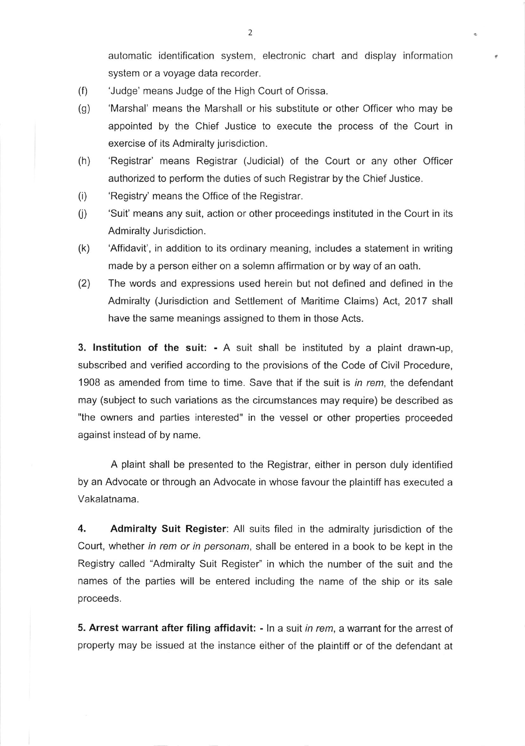automatic identification system, electronic chart and display information system or a voyage data recorder.

(f) 'Judge' means Judge of the High Court of Orissa.

(g) 'Marshal' means the Marshall or his substitute or other Officer who may be appointed by the Chief Justice to execute the process of the Court in exercise of its Admiralty jurisdiction.

(h) 'Registrar' means Registrar (Judicial) of the Court or any other Officer authorized to perform the duties of such Registrar by the Chief Justice.

(i) 'Registry' means the Office of the Registrar.

(j) 'Suit' means any suit, action or other proceedings instituted in the Court in its Admiralty Jurisdiction.

(k) 'Affidavit', in addition to its ordinary meaning, includes a statement in writing made by a person either on a solemn affirmation or by way of an oath.

(2) The words and expressions used herein but not defined and defined in the Admiralty (Jurisdiction and Settlement of Maritime Claims) Act, 2017 shall have the same meanings assigned to them in those Acts.

**3. Institution of the suit: -** A suit shall be instituted by a plaint drawn-up, subscribed and verified according to the provisions of the Code of Civil Procedure, 1908 as amended from time to time. Save that if the suit is *in rem*, the defendant may (subject to such variations as the circumstances may require) be described as "the owners and parties interested" in the vessel or other properties proceeded against instead of by name.

A plaint shall be presented to the Registrar, either in person duly identified by an Advocate or through an Advocate in whose favour the plaintiff has executed a Vakalatnama.

**4. Admiralty Suit Register**: All suits filed in the admiralty jurisdiction of the Court, whether *in rem or in personam*, shall be entered in a book to be kept in the Registry called "Admiralty Suit Register" in which the number of the suit and the names of the parties will be entered including the name of the ship or its sale proceeds.

**5. Arrest warrant after filing affidavit: -** In a suit *in rem*, a warrant for the arrest of property may be issued at the instance either of the plaintiff or of the defendant at